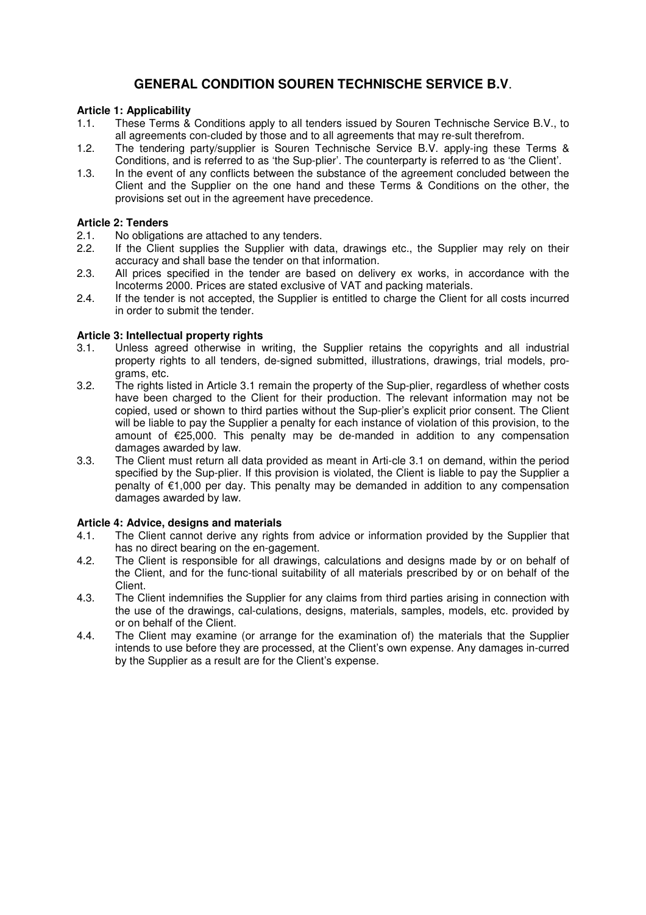# GENERAL CONDITION SOUREN TECHNISCHE SERVICE B.V.

### Article 1: Applicability

1.1. These Terms & Conditions apply to all tenders issued by Souren Technische Service B.V., to all agreements con-cluded by those and to all agreements that may re-sult therefrom.

1.2. The tendering party/supplier is Souren Technische Service B.V. apply-ing these Terms & Conditions, and is referred to as 'the Sup-plier'. The counterparty is referred to as 'the Client'.

1.3. In the event of any conflicts between the substance of the agreement concluded between the Client and the Supplier on the one hand and these Terms & Conditions on the other, the provisions set out in the agreement have precedence.

### Article 2: Tenders

2.1. No obligations are attached to any tenders.

2.2. If the Client supplies the Supplier with data, drawings etc., the Supplier may rely on their accuracy and shall base the tender on that information.

2.3. All prices specified in the tender are based on delivery ex works, in accordance with the Incoterms 2000. Prices are stated exclusive of VAT and packing materials.

2.4. If the tender is not accepted, the Supplier is entitled to charge the Client for all costs incurred in order to submit the tender.

### Article 3: Intellectual property rights

3.1. Unless agreed otherwise in writing, the Supplier retains the copyrights and all industrial property rights to all tenders, de-signed submitted, illustrations, drawings, trial models, pro-grams, etc.

3.2. The rights listed in Article 3.1 remain the property of the Sup-plier, regardless of whether costs have been charged to the Client for their production. The relevant information may not be copied, used or shown to third parties without the Sup-plier's explicit prior consent. The Client will be liable to pay the Supplier a penalty for each instance of violation of this provision, to the amount of €25,000. This penalty may be de-manded in addition to any compensation damages awarded by law.

3.3. The Client must return all data provided as meant in Arti-cle 3.1 on demand, within the period specified by the Sup-plier. If this provision is violated, the Client is liable to pay the Supplier a penalty of €1,000 per day. This penalty may be demanded in addition to any compensation damages awarded by law.

### Article 4: Advice, designs and materials

4.1. The Client cannot derive any rights from advice or information provided by the Supplier that has no direct bearing on the en-gagement.

4.2. The Client is responsible for all drawings, calculations and designs made by or on behalf of the Client, and for the func-tional suitability of all materials prescribed by or on behalf of the Client.

4.3. The Client indemnifies the Supplier for any claims from third parties arising in connection with the use of the drawings, cal-culations, designs, materials, samples, models, etc. provided by or on behalf of the Client.

4.4. The Client may examine (or arrange for the examination of) the materials that the Supplier intends to use before they are processed, at the Client's own expense. Any damages in-curred by the Supplier as a result are for the Client's expense.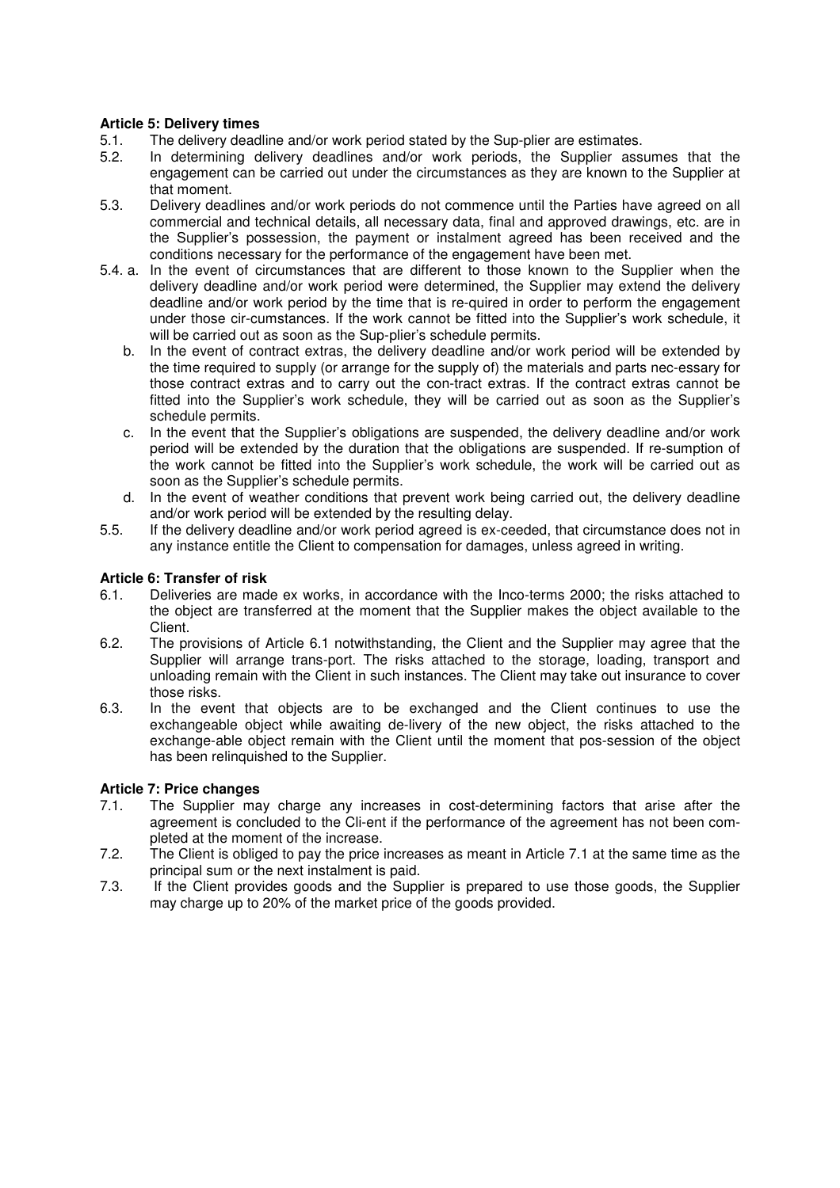**Article 5: Delivery times**

5.1. The delivery deadline and/or work period stated by the Sup-plier are estimates.

5.2. In determining delivery deadlines and/or work periods, the Supplier assumes that the engagement can be carried out under the circumstances as they are known to the Supplier at that moment.

5.3. Delivery deadlines and/or work periods do not commence until the Parties have agreed on all commercial and technical details, all necessary data, final and approved drawings, etc. are in the Supplier's possession, the payment or instalment agreed has been received and the conditions necessary for the performance of the engagement have been met.

5.4. a. In the event of circumstances that are different to those known to the Supplier when the delivery deadline and/or work period were determined, the Supplier may extend the delivery deadline and/or work period by the time that is re-quired in order to perform the engagement under those cir-cumstances. If the work cannot be fitted into the Supplier's work schedule, it will be carried out as soon as the Sup-plier's schedule permits.

b. In the event of contract extras, the delivery deadline and/or work period will be extended by the time required to supply (or arrange for the supply of) the materials and parts nec-essary for those contract extras and to carry out the con-tract extras. If the contract extras cannot be fitted into the Supplier's work schedule, they will be carried out as soon as the Supplier's schedule permits.

c. In the event that the Supplier's obligations are suspended, the delivery deadline and/or work period will be extended by the duration that the obligations are suspended. If re-sumption of the work cannot be fitted into the Supplier's work schedule, the work will be carried out as soon as the Supplier's schedule permits.

d. In the event of weather conditions that prevent work being carried out, the delivery deadline and/or work period will be extended by the resulting delay.

5.5. If the delivery deadline and/or work period agreed is ex-ceeded, that circumstance does not in any instance entitle the Client to compensation for damages, unless agreed in writing.

**Article 6: Transfer of risk**

6.1. Deliveries are made ex works, in accordance with the Inco-terms 2000; the risks attached to the object are transferred at the moment that the Supplier makes the object available to the Client.

6.2. The provisions of Article 6.1 notwithstanding, the Client and the Supplier may agree that the Supplier will arrange trans-port. The risks attached to the storage, loading, transport and unloading remain with the Client in such instances. The Client may take out insurance to cover those risks.

6.3. In the event that objects are to be exchanged and the Client continues to use the exchangeable object while awaiting de-livery of the new object, the risks attached to the exchange-able object remain with the Client until the moment that pos-session of the object has been relinquished to the Supplier.

**Article 7: Price changes**

7.1. The Supplier may charge any increases in cost-determining factors that arise after the agreement is concluded to the Cli-ent if the performance of the agreement has not been com-pleted at the moment of the increase.

7.2. The Client is obliged to pay the price increases as meant in Article 7.1 at the same time as the principal sum or the next instalment is paid.

7.3. If the Client provides goods and the Supplier is prepared to use those goods, the Supplier may charge up to 20% of the market price of the goods provided.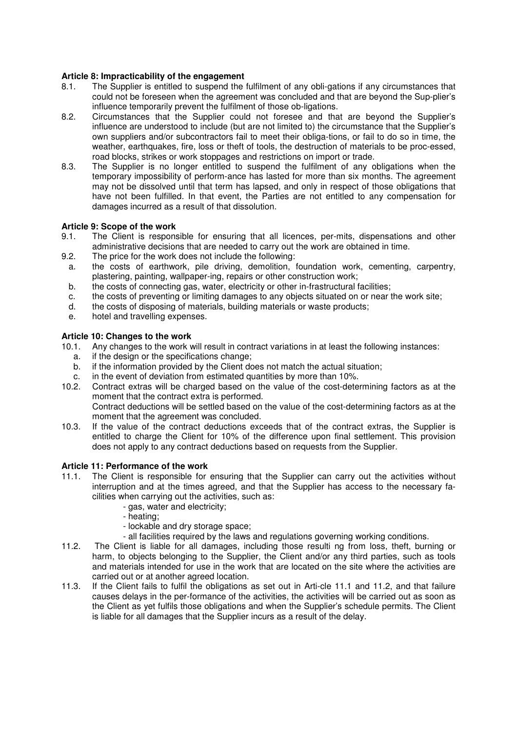**Article 8: Impracticability of the engagement**

8.1. The Supplier is entitled to suspend the fulfilment of any obli-gations if any circumstances that could not be foreseen when the agreement was concluded and that are beyond the Sup-plier's influence temporarily prevent the fulfilment of those ob-ligations.

8.2. Circumstances that the Supplier could not foresee and that are beyond the Supplier's influence are understood to include (but are not limited to) the circumstance that the Supplier's own suppliers and/or subcontractors fail to meet their obliga-tions, or fail to do so in time, the weather, earthquakes, fire, loss or theft of tools, the destruction of materials to be proc-essed, road blocks, strikes or work stoppages and restrictions on import or trade.

8.3. The Supplier is no longer entitled to suspend the fulfilment of any obligations when the temporary impossibility of perform-ance has lasted for more than six months. The agreement may not be dissolved until that term has lapsed, and only in respect of those obligations that have not been fulfilled. In that event, the Parties are not entitled to any compensation for damages incurred as a result of that dissolution.

**Article 9: Scope of the work**

9.1. The Client is responsible for ensuring that all licences, per-mits, dispensations and other administrative decisions that are needed to carry out the work are obtained in time.

9.2. The price for the work does not include the following:

a. the costs of earthwork, pile driving, demolition, foundation work, cementing, carpentry, plastering, painting, wallpaper-ing, repairs or other construction work;

b. the costs of connecting gas, water, electricity or other in-frastructural facilities;

c. the costs of preventing or limiting damages to any objects situated on or near the work site;

d. the costs of disposing of materials, building materials or waste products;

e. hotel and travelling expenses.

**Article 10: Changes to the work**

10.1. Any changes to the work will result in contract variations in at least the following instances:

a. if the design or the specifications change;

b. if the information provided by the Client does not match the actual situation;

c. in the event of deviation from estimated quantities by more than 10%.

10.2. Contract extras will be charged based on the value of the cost-determining factors as at the moment that the contract extra is performed.
Contract deductions will be settled based on the value of the cost-determining factors as at the moment that the agreement was concluded.

10.3. If the value of the contract deductions exceeds that of the contract extras, the Supplier is entitled to charge the Client for 10% of the difference upon final settlement. This provision does not apply to any contract deductions based on requests from the Supplier.

**Article 11: Performance of the work**

11.1. The Client is responsible for ensuring that the Supplier can carry out the activities without interruption and at the times agreed, and that the Supplier has access to the necessary fa-cilities when carrying out the activities, such as:

- gas, water and electricity;
- heating;
- lockable and dry storage space;
- all facilities required by the laws and regulations governing working conditions.

11.2. The Client is liable for all damages, including those resulti ng from loss, theft, burning or harm, to objects belonging to the Supplier, the Client and/or any third parties, such as tools and materials intended for use in the work that are located on the site where the activities are carried out or at another agreed location.

11.3. If the Client fails to fulfil the obligations as set out in Arti-cle 11.1 and 11.2, and that failure causes delays in the per-formance of the activities, the activities will be carried out as soon as the Client as yet fulfils those obligations and when the Supplier's schedule permits. The Client is liable for all damages that the Supplier incurs as a result of the delay.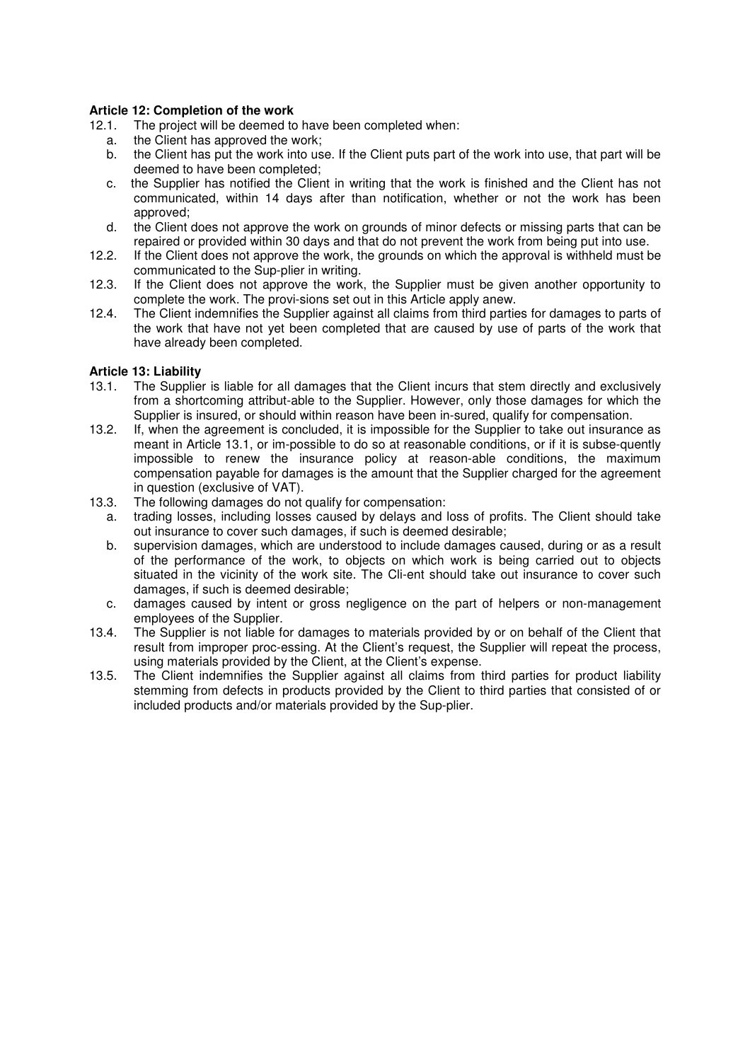**Article 12: Completion of the work**

12.1. The project will be deemed to have been completed when:

a. the Client has approved the work;

b. the Client has put the work into use. If the Client puts part of the work into use, that part will be deemed to have been completed;

c. the Supplier has notified the Client in writing that the work is finished and the Client has not communicated, within 14 days after than notification, whether or not the work has been approved;

d. the Client does not approve the work on grounds of minor defects or missing parts that can be repaired or provided within 30 days and that do not prevent the work from being put into use.

12.2. If the Client does not approve the work, the grounds on which the approval is withheld must be communicated to the Sup-plier in writing.

12.3. If the Client does not approve the work, the Supplier must be given another opportunity to complete the work. The provi-sions set out in this Article apply anew.

12.4. The Client indemnifies the Supplier against all claims from third parties for damages to parts of the work that have not yet been completed that are caused by use of parts of the work that have already been completed.

**Article 13: Liability**

13.1. The Supplier is liable for all damages that the Client incurs that stem directly and exclusively from a shortcoming attribut-able to the Supplier. However, only those damages for which the Supplier is insured, or should within reason have been in-sured, qualify for compensation.

13.2. If, when the agreement is concluded, it is impossible for the Supplier to take out insurance as meant in Article 13.1, or im-possible to do so at reasonable conditions, or if it is subse-quently impossible to renew the insurance policy at reason-able conditions, the maximum compensation payable for damages is the amount that the Supplier charged for the agreement in question (exclusive of VAT).

13.3. The following damages do not qualify for compensation:

a. trading losses, including losses caused by delays and loss of profits. The Client should take out insurance to cover such damages, if such is deemed desirable;

b. supervision damages, which are understood to include damages caused, during or as a result of the performance of the work, to objects on which work is being carried out to objects situated in the vicinity of the work site. The Cli-ent should take out insurance to cover such damages, if such is deemed desirable;

c. damages caused by intent or gross negligence on the part of helpers or non-management employees of the Supplier.

13.4. The Supplier is not liable for damages to materials provided by or on behalf of the Client that result from improper proc-essing. At the Client's request, the Supplier will repeat the process, using materials provided by the Client, at the Client's expense.

13.5. The Client indemnifies the Supplier against all claims from third parties for product liability stemming from defects in products provided by the Client to third parties that consisted of or included products and/or materials provided by the Sup-plier.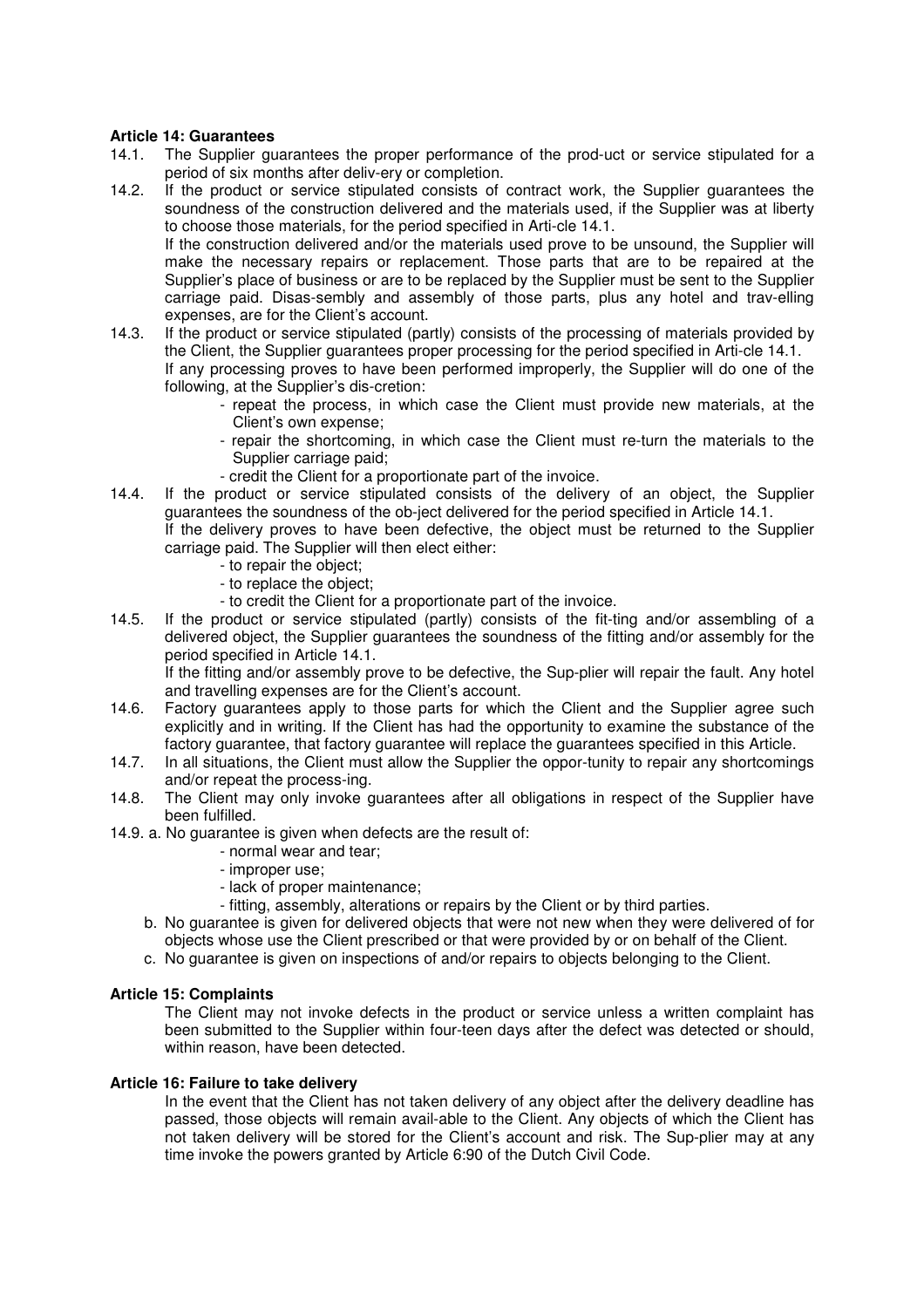**Article 14: Guarantees**

14.1. The Supplier guarantees the proper performance of the prod-uct or service stipulated for a period of six months after deliv-ery or completion.

14.2. If the product or service stipulated consists of contract work, the Supplier guarantees the soundness of the construction delivered and the materials used, if the Supplier was at liberty to choose those materials, for the period specified in Arti-cle 14.1.
If the construction delivered and/or the materials used prove to be unsound, the Supplier will make the necessary repairs or replacement. Those parts that are to be repaired at the Supplier's place of business or are to be replaced by the Supplier must be sent to the Supplier carriage paid. Disas-sembly and assembly of those parts, plus any hotel and trav-elling expenses, are for the Client's account.

14.3. If the product or service stipulated (partly) consists of the processing of materials provided by the Client, the Supplier guarantees proper processing for the period specified in Arti-cle 14.1.
If any processing proves to have been performed improperly, the Supplier will do one of the following, at the Supplier's dis-cretion:
- repeat the process, in which case the Client must provide new materials, at the Client's own expense;
- repair the shortcoming, in which case the Client must re-turn the materials to the Supplier carriage paid;
- credit the Client for a proportionate part of the invoice.

14.4. If the product or service stipulated consists of the delivery of an object, the Supplier guarantees the soundness of the ob-ject delivered for the period specified in Article 14.1.
If the delivery proves to have been defective, the object must be returned to the Supplier carriage paid. The Supplier will then elect either:
- to repair the object;
- to replace the object;
- to credit the Client for a proportionate part of the invoice.

14.5. If the product or service stipulated (partly) consists of the fit-ting and/or assembling of a delivered object, the Supplier guarantees the soundness of the fitting and/or assembly for the period specified in Article 14.1.
If the fitting and/or assembly prove to be defective, the Sup-plier will repair the fault. Any hotel and travelling expenses are for the Client's account.

14.6. Factory guarantees apply to those parts for which the Client and the Supplier agree such explicitly and in writing. If the Client has had the opportunity to examine the substance of the factory guarantee, that factory guarantee will replace the guarantees specified in this Article.

14.7. In all situations, the Client must allow the Supplier the oppor-tunity to repair any shortcomings and/or repeat the process-ing.

14.8. The Client may only invoke guarantees after all obligations in respect of the Supplier have been fulfilled.

14.9. a. No guarantee is given when defects are the result of:
- normal wear and tear;
- improper use;
- lack of proper maintenance;
- fitting, assembly, alterations or repairs by the Client or by third parties.

b. No guarantee is given for delivered objects that were not new when they were delivered of for objects whose use the Client prescribed or that were provided by or on behalf of the Client.

c. No guarantee is given on inspections of and/or repairs to objects belonging to the Client.

**Article 15: Complaints**

The Client may not invoke defects in the product or service unless a written complaint has been submitted to the Supplier within four-teen days after the defect was detected or should, within reason, have been detected.

**Article 16: Failure to take delivery**

In the event that the Client has not taken delivery of any object after the delivery deadline has passed, those objects will remain avail-able to the Client. Any objects of which the Client has not taken delivery will be stored for the Client's account and risk. The Sup-plier may at any time invoke the powers granted by Article 6:90 of the Dutch Civil Code.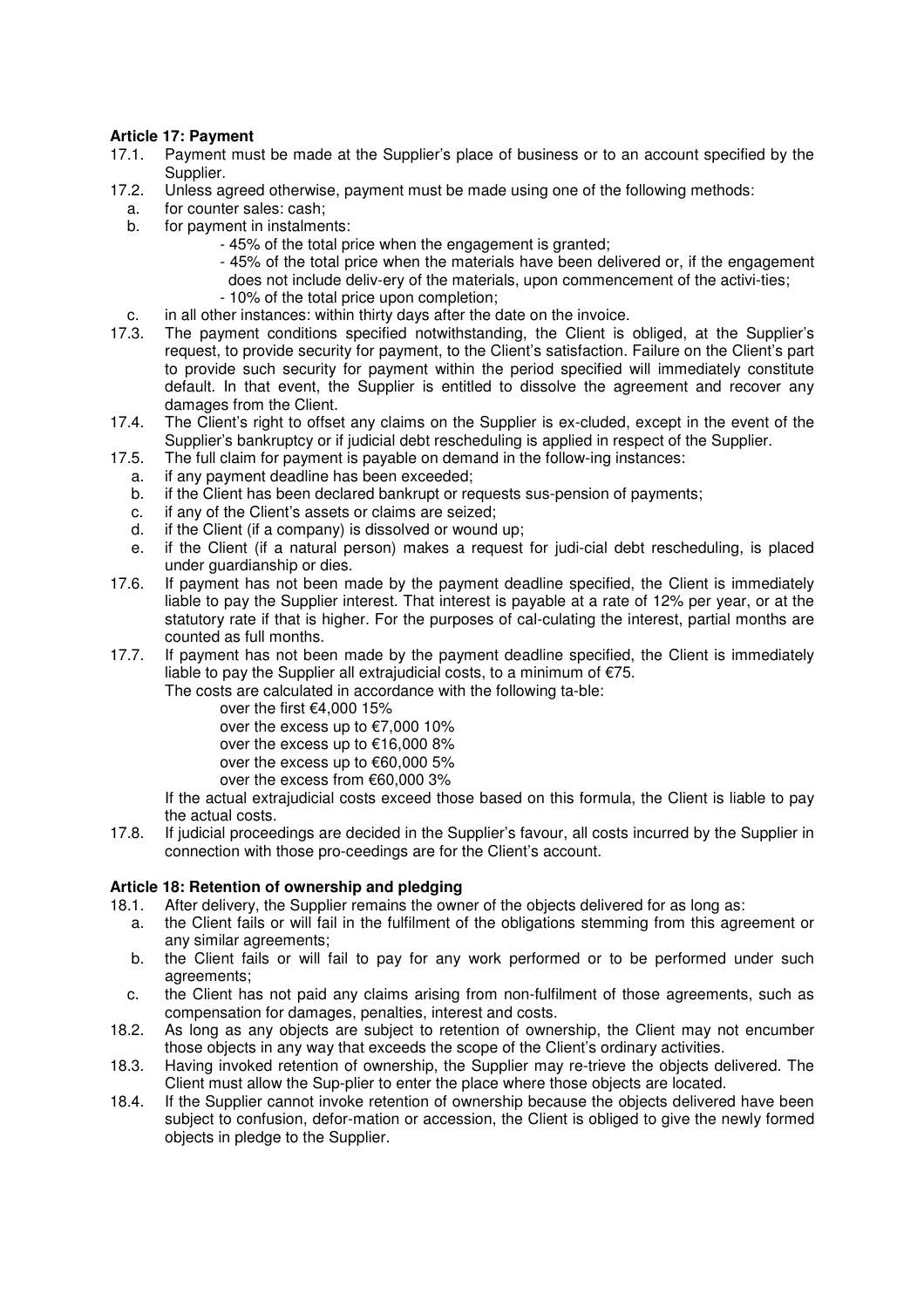**Article 17: Payment**

17.1. Payment must be made at the Supplier's place of business or to an account specified by the Supplier.

17.2. Unless agreed otherwise, payment must be made using one of the following methods:

a. for counter sales: cash;

b. for payment in instalments:

- 45% of the total price when the engagement is granted;
- 45% of the total price when the materials have been delivered or, if the engagement does not include deliv-ery of the materials, upon commencement of the activi-ties;
- 10% of the total price upon completion;

c. in all other instances: within thirty days after the date on the invoice.

17.3. The payment conditions specified notwithstanding, the Client is obliged, at the Supplier's request, to provide security for payment, to the Client's satisfaction. Failure on the Client's part to provide such security for payment within the period specified will immediately constitute default. In that event, the Supplier is entitled to dissolve the agreement and recover any damages from the Client.

17.4. The Client's right to offset any claims on the Supplier is ex-cluded, except in the event of the Supplier's bankruptcy or if judicial debt rescheduling is applied in respect of the Supplier.

17.5. The full claim for payment is payable on demand in the follow-ing instances:

a. if any payment deadline has been exceeded;

b. if the Client has been declared bankrupt or requests sus-pension of payments;

c. if any of the Client's assets or claims are seized;

d. if the Client (if a company) is dissolved or wound up;

e. if the Client (if a natural person) makes a request for judi-cial debt rescheduling, is placed under guardianship or dies.

17.6. If payment has not been made by the payment deadline specified, the Client is immediately liable to pay the Supplier interest. That interest is payable at a rate of 12% per year, or at the statutory rate if that is higher. For the purposes of cal-culating the interest, partial months are counted as full months.

17.7. If payment has not been made by the payment deadline specified, the Client is immediately liable to pay the Supplier all extrajudicial costs, to a minimum of €75.

The costs are calculated in accordance with the following ta-ble:

over the first €4,000 15%
over the excess up to €7,000 10%
over the excess up to €16,000 8%
over the excess up to €60,000 5%
over the excess from €60,000 3%

If the actual extrajudicial costs exceed those based on this formula, the Client is liable to pay the actual costs.

17.8. If judicial proceedings are decided in the Supplier's favour, all costs incurred by the Supplier in connection with those pro-ceedings are for the Client's account.

**Article 18: Retention of ownership and pledging**

18.1. After delivery, the Supplier remains the owner of the objects delivered for as long as:

a. the Client fails or will fail in the fulfilment of the obligations stemming from this agreement or any similar agreements;

b. the Client fails or will fail to pay for any work performed or to be performed under such agreements;

c. the Client has not paid any claims arising from non-fulfilment of those agreements, such as compensation for damages, penalties, interest and costs.

18.2. As long as any objects are subject to retention of ownership, the Client may not encumber those objects in any way that exceeds the scope of the Client's ordinary activities.

18.3. Having invoked retention of ownership, the Supplier may re-trieve the objects delivered. The Client must allow the Sup-plier to enter the place where those objects are located.

18.4. If the Supplier cannot invoke retention of ownership because the objects delivered have been subject to confusion, defor-mation or accession, the Client is obliged to give the newly formed objects in pledge to the Supplier.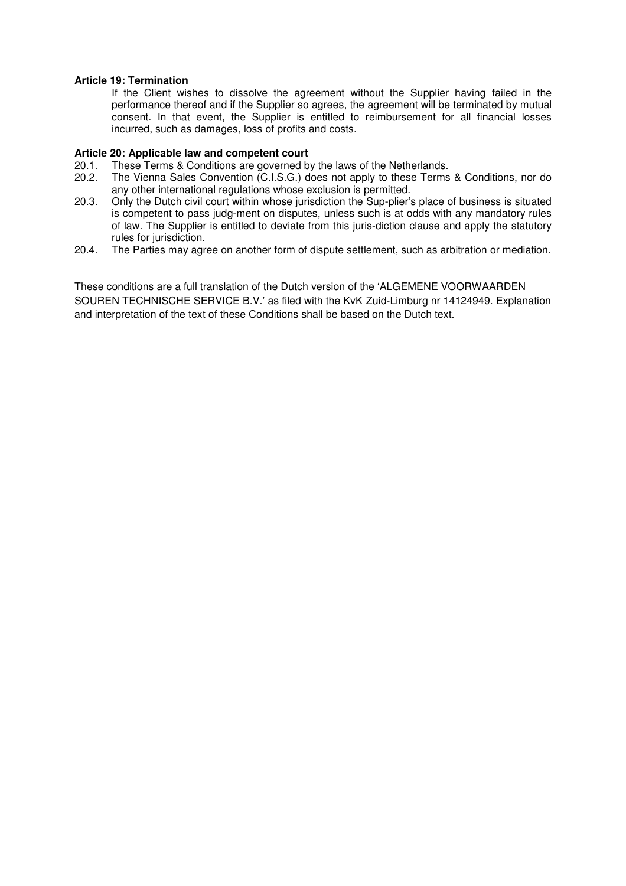**Article 19: Termination**

If the Client wishes to dissolve the agreement without the Supplier having failed in the performance thereof and if the Supplier so agrees, the agreement will be terminated by mutual consent. In that event, the Supplier is entitled to reimbursement for all financial losses incurred, such as damages, loss of profits and costs.

**Article 20: Applicable law and competent court**

20.1. These Terms & Conditions are governed by the laws of the Netherlands.

20.2. The Vienna Sales Convention (C.I.S.G.) does not apply to these Terms & Conditions, nor do any other international regulations whose exclusion is permitted.

20.3. Only the Dutch civil court within whose jurisdiction the Sup-plier's place of business is situated is competent to pass judg-ment on disputes, unless such is at odds with any mandatory rules of law. The Supplier is entitled to deviate from this juris-diction clause and apply the statutory rules for jurisdiction.

20.4. The Parties may agree on another form of dispute settlement, such as arbitration or mediation.

These conditions are a full translation of the Dutch version of the 'ALGEMENE VOORWAARDEN SOUREN TECHNISCHE SERVICE B.V.' as filed with the KvK Zuid-Limburg nr 14124949. Explanation and interpretation of the text of these Conditions shall be based on the Dutch text.